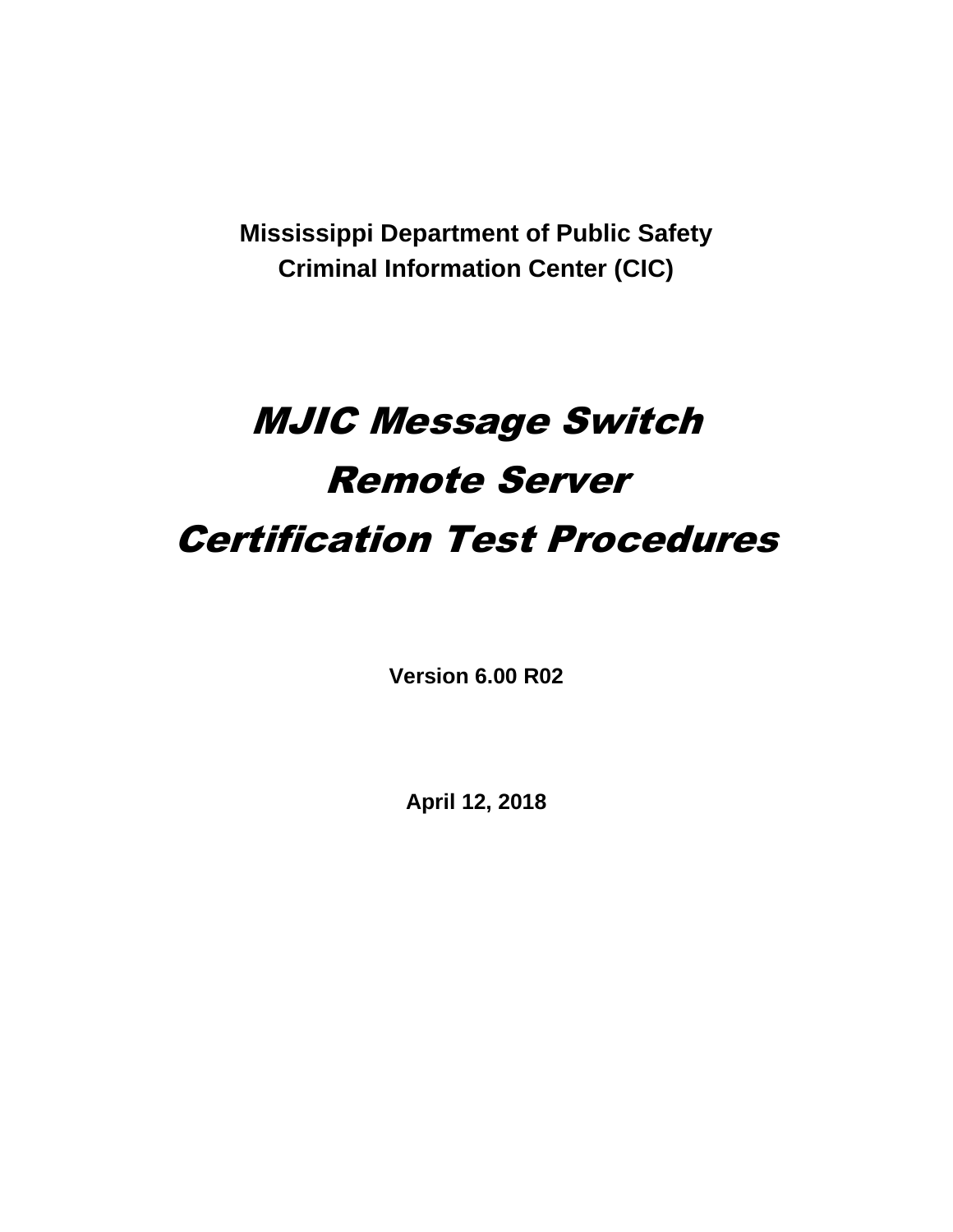**Mississippi Department of Public Safety**
**Criminal Information Center (CIC)**

# *MJIC Message Switch*
# *Remote Server*
# *Certification Test Procedures*

**Version 6.00 R02**

**April 12, 2018**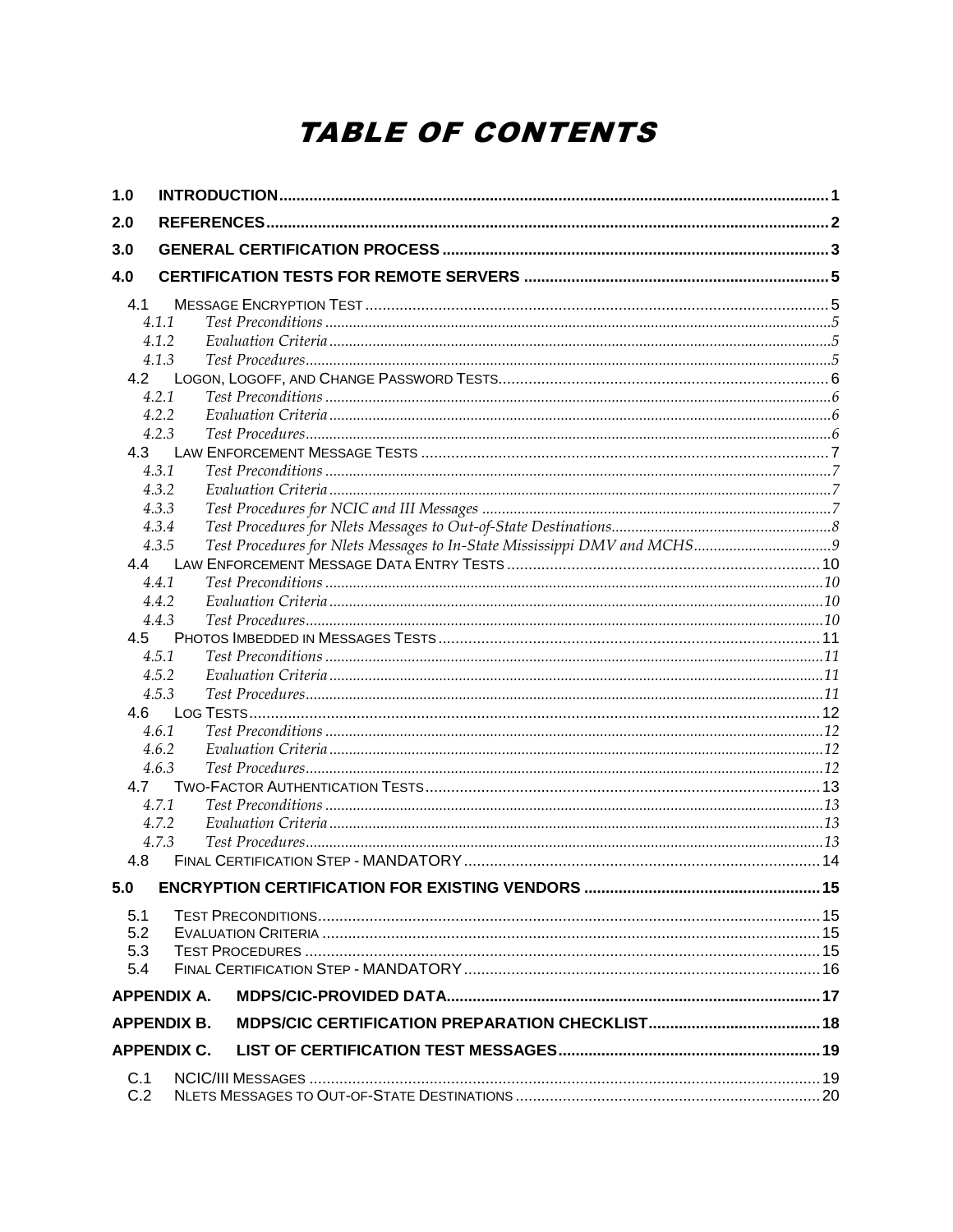# TABLE OF CONTENTS

- 1.0 INTRODUCTION ... 1
- 2.0 REFERENCES ... 2
- 3.0 GENERAL CERTIFICATION PROCESS ... 3
- 4.0 CERTIFICATION TESTS FOR REMOTE SERVERS ... 5
  - 4.1 Message Encryption Test ... 5
    - *4.1.1 Test Preconditions ... 5*
    - *4.1.2 Evaluation Criteria ... 5*
    - *4.1.3 Test Procedures ... 5*
  - 4.2 Logon, Logoff, and Change Password Tests ... 6
    - *4.2.1 Test Preconditions ... 6*
    - *4.2.2 Evaluation Criteria ... 6*
    - *4.2.3 Test Procedures ... 6*
  - 4.3 Law Enforcement Message Tests ... 7
    - *4.3.1 Test Preconditions ... 7*
    - *4.3.2 Evaluation Criteria ... 7*
    - *4.3.3 Test Procedures for NCIC and III Messages ... 7*
    - *4.3.4 Test Procedures for Nlets Messages to Out-of-State Destinations ... 8*
    - *4.3.5 Test Procedures for Nlets Messages to In-State Mississippi DMV and MCHS ... 9*
  - 4.4 Law Enforcement Message Data Entry Tests ... 10
    - *4.4.1 Test Preconditions ... 10*
    - *4.4.2 Evaluation Criteria ... 10*
    - *4.4.3 Test Procedures ... 10*
  - 4.5 Photos Imbedded in Messages Tests ... 11
    - *4.5.1 Test Preconditions ... 11*
    - *4.5.2 Evaluation Criteria ... 11*
    - *4.5.3 Test Procedures ... 11*
  - 4.6 Log Tests ... 12
    - *4.6.1 Test Preconditions ... 12*
    - *4.6.2 Evaluation Criteria ... 12*
    - *4.6.3 Test Procedures ... 12*
  - 4.7 Two-Factor Authentication Tests ... 13
    - *4.7.1 Test Preconditions ... 13*
    - *4.7.2 Evaluation Criteria ... 13*
    - *4.7.3 Test Procedures ... 13*
  - 4.8 Final Certification Step - MANDATORY ... 14
- 5.0 ENCRYPTION CERTIFICATION FOR EXISTING VENDORS ... 15
  - 5.1 Test Preconditions ... 15
  - 5.2 Evaluation Criteria ... 15
  - 5.3 Test Procedures ... 15
  - 5.4 Final Certification Step - MANDATORY ... 16
- APPENDIX A. MDPS/CIC-PROVIDED DATA ... 17
- APPENDIX B. MDPS/CIC CERTIFICATION PREPARATION CHECKLIST ... 18
- APPENDIX C. LIST OF CERTIFICATION TEST MESSAGES ... 19
  - C.1 NCIC/III Messages ... 19
  - C.2 Nlets Messages to Out-of-State Destinations ... 20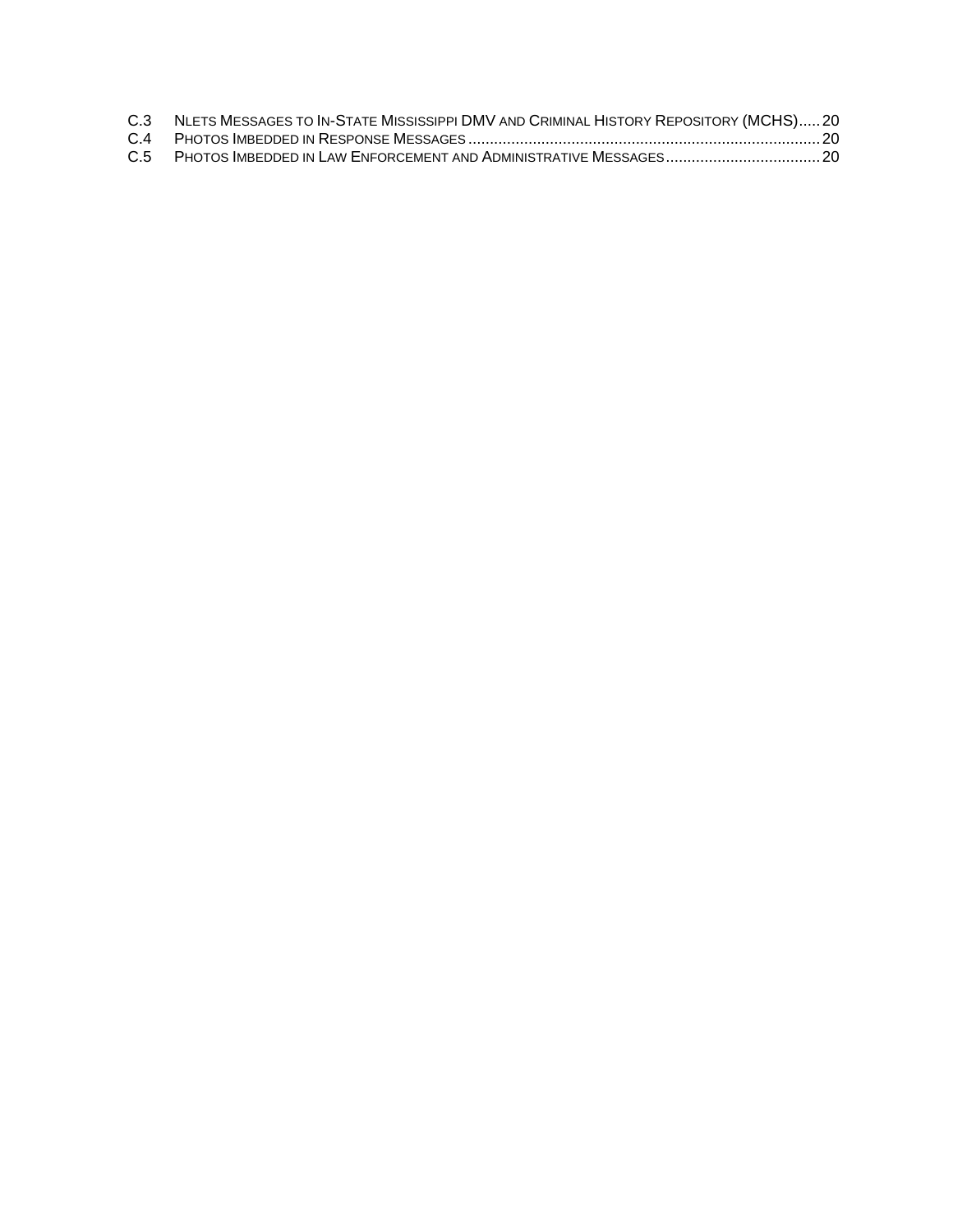C.3 NLETS MESSAGES TO IN-STATE MISSISSIPPI DMV AND CRIMINAL HISTORY REPOSITORY (MCHS)..... 20
C.4 PHOTOS IMBEDDED IN RESPONSE MESSAGES ........................................................................... 20
C.5 PHOTOS IMBEDDED IN LAW ENFORCEMENT AND ADMINISTRATIVE MESSAGES.................................... 20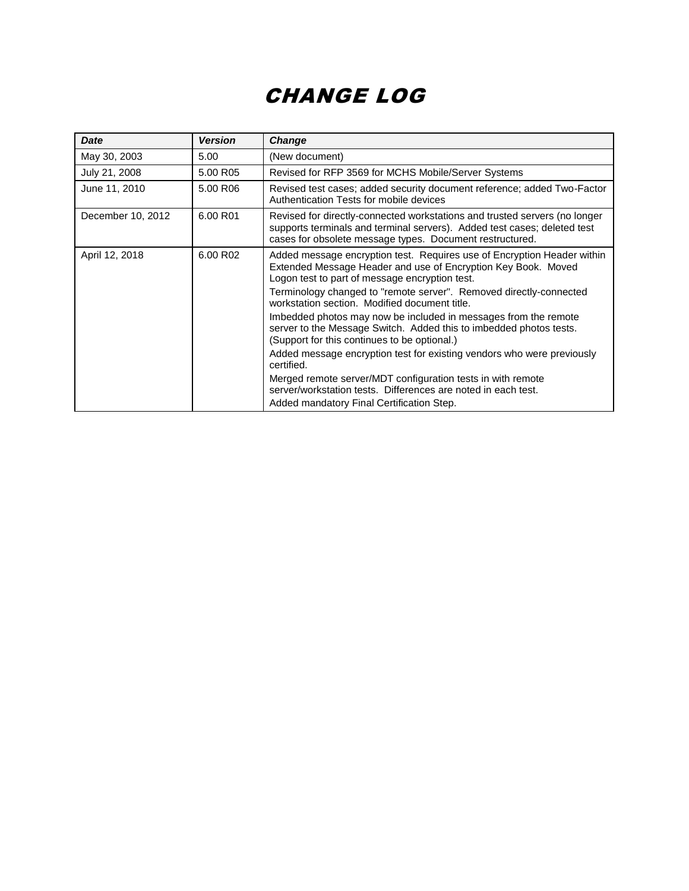# CHANGE LOG

| ***Date*** | ***Version*** | ***Change*** |
|---|---|---|
| May 30, 2003 | 5.00 | (New document) |
| July 21, 2008 | 5.00 R05 | Revised for RFP 3569 for MCHS Mobile/Server Systems |
| June 11, 2010 | 5.00 R06 | Revised test cases; added security document reference; added Two-Factor Authentication Tests for mobile devices |
| December 10, 2012 | 6.00 R01 | Revised for directly-connected workstations and trusted servers (no longer supports terminals and terminal servers). Added test cases; deleted test cases for obsolete message types. Document restructured. |
| April 12, 2018 | 6.00 R02 | Added message encryption test. Requires use of Encryption Header within Extended Message Header and use of Encryption Key Book. Moved Logon test to part of message encryption test.<br>Terminology changed to "remote server". Removed directly-connected workstation section. Modified document title.<br>Imbedded photos may now be included in messages from the remote server to the Message Switch. Added this to imbedded photos tests. (Support for this continues to be optional.)<br>Added message encryption test for existing vendors who were previously certified.<br>Merged remote server/MDT configuration tests in with remote server/workstation tests. Differences are noted in each test.<br>Added mandatory Final Certification Step. |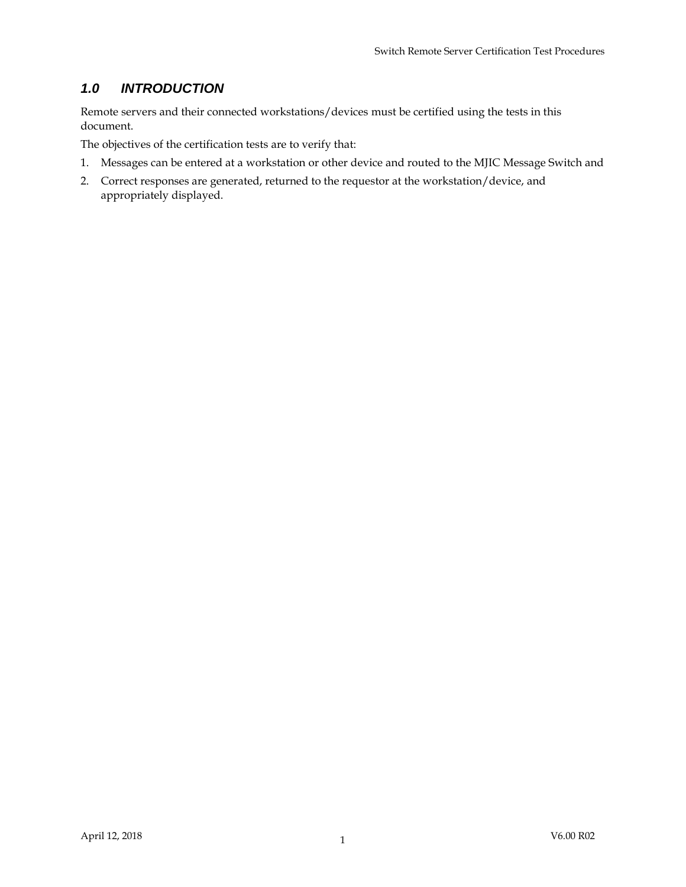## *1.0 INTRODUCTION*

Remote servers and their connected workstations/devices must be certified using the tests in this document.

The objectives of the certification tests are to verify that:

1. Messages can be entered at a workstation or other device and routed to the MJIC Message Switch and
2. Correct responses are generated, returned to the requestor at the workstation/device, and appropriately displayed.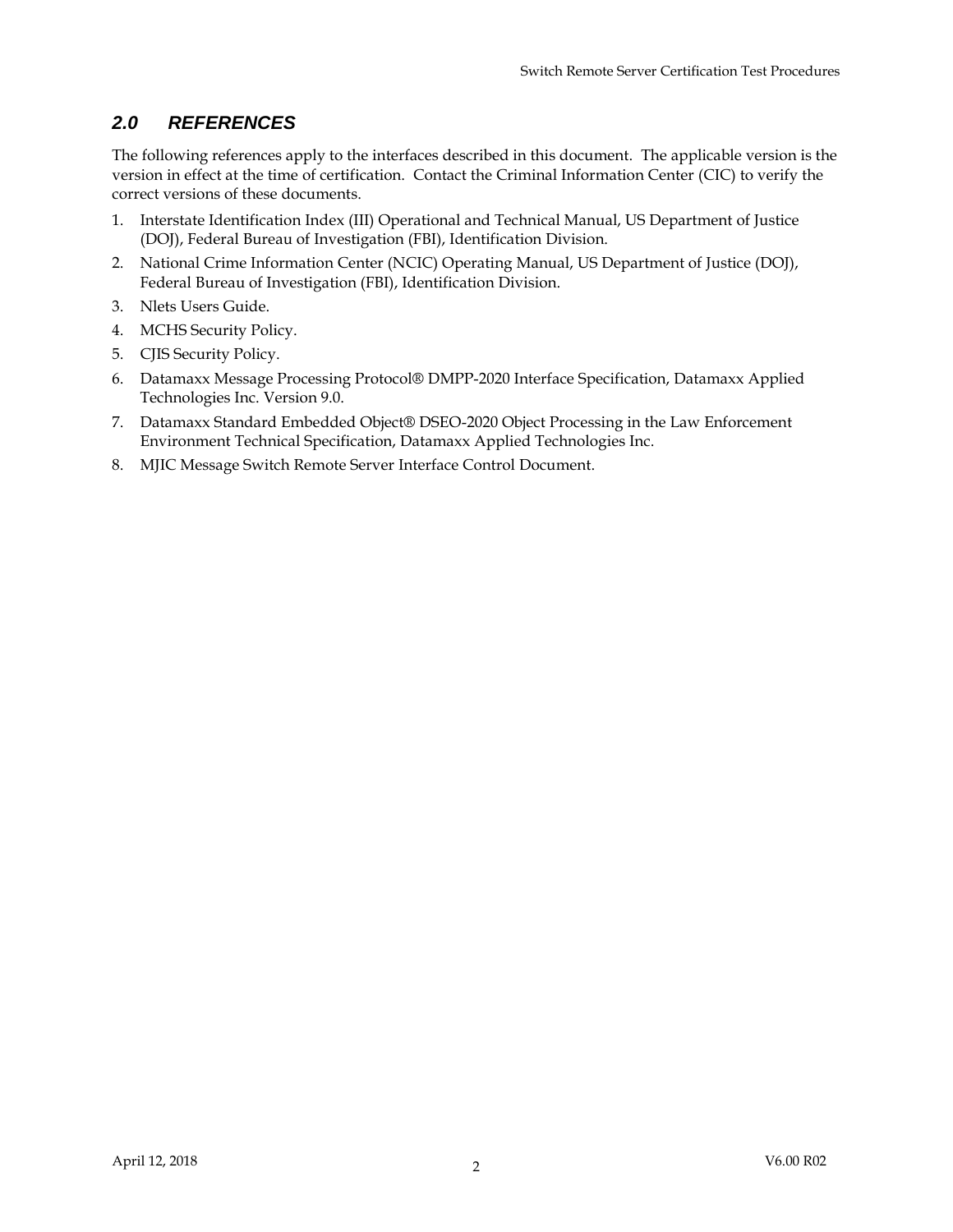## *2.0 REFERENCES*

The following references apply to the interfaces described in this document. The applicable version is the version in effect at the time of certification. Contact the Criminal Information Center (CIC) to verify the correct versions of these documents.

1. Interstate Identification Index (III) Operational and Technical Manual, US Department of Justice (DOJ), Federal Bureau of Investigation (FBI), Identification Division.
2. National Crime Information Center (NCIC) Operating Manual, US Department of Justice (DOJ), Federal Bureau of Investigation (FBI), Identification Division.
3. Nlets Users Guide.
4. MCHS Security Policy.
5. CJIS Security Policy.
6. Datamaxx Message Processing Protocol® DMPP-2020 Interface Specification, Datamaxx Applied Technologies Inc. Version 9.0.
7. Datamaxx Standard Embedded Object® DSEO-2020 Object Processing in the Law Enforcement Environment Technical Specification, Datamaxx Applied Technologies Inc.
8. MJIC Message Switch Remote Server Interface Control Document.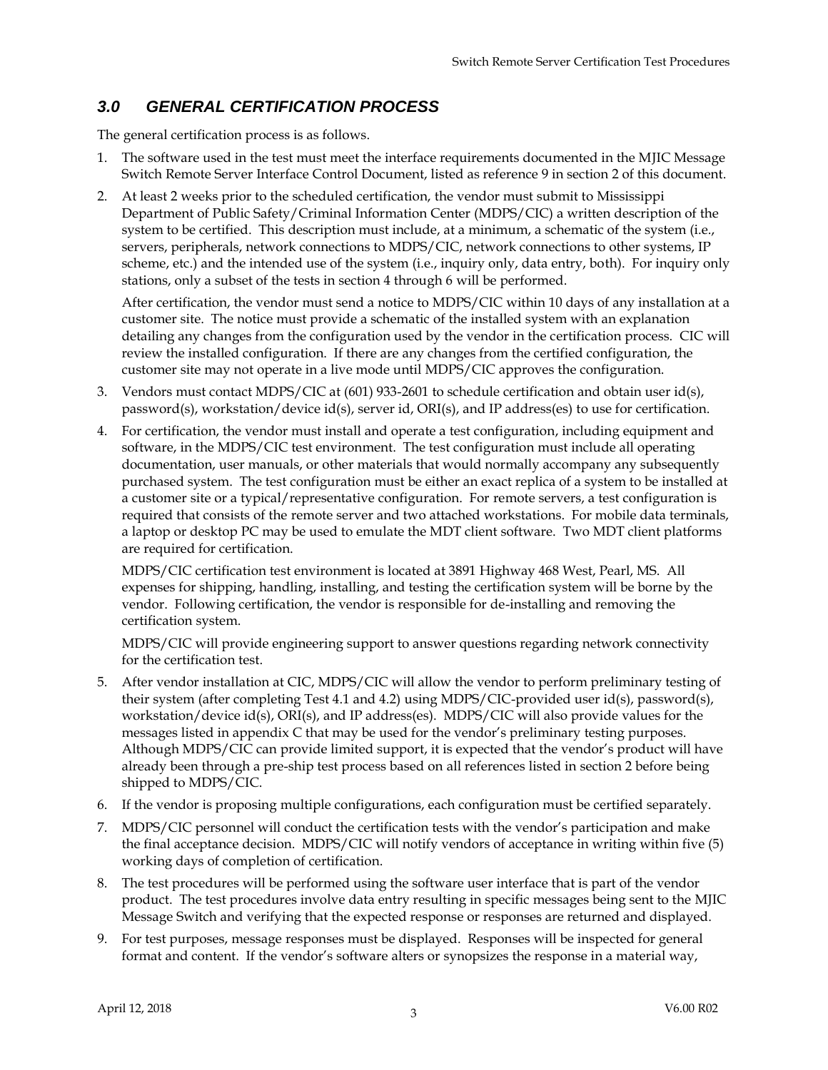## *3.0 GENERAL CERTIFICATION PROCESS*

The general certification process is as follows.

1. The software used in the test must meet the interface requirements documented in the MJIC Message Switch Remote Server Interface Control Document, listed as reference 9 in section 2 of this document.
2. At least 2 weeks prior to the scheduled certification, the vendor must submit to Mississippi Department of Public Safety/Criminal Information Center (MDPS/CIC) a written description of the system to be certified. This description must include, at a minimum, a schematic of the system (i.e., servers, peripherals, network connections to MDPS/CIC, network connections to other systems, IP scheme, etc.) and the intended use of the system (i.e., inquiry only, data entry, both). For inquiry only stations, only a subset of the tests in section 4 through 6 will be performed.

   After certification, the vendor must send a notice to MDPS/CIC within 10 days of any installation at a customer site. The notice must provide a schematic of the installed system with an explanation detailing any changes from the configuration used by the vendor in the certification process. CIC will review the installed configuration. If there are any changes from the certified configuration, the customer site may not operate in a live mode until MDPS/CIC approves the configuration.
3. Vendors must contact MDPS/CIC at (601) 933-2601 to schedule certification and obtain user id(s), password(s), workstation/device id(s), server id, ORI(s), and IP address(es) to use for certification.
4. For certification, the vendor must install and operate a test configuration, including equipment and software, in the MDPS/CIC test environment. The test configuration must include all operating documentation, user manuals, or other materials that would normally accompany any subsequently purchased system. The test configuration must be either an exact replica of a system to be installed at a customer site or a typical/representative configuration. For remote servers, a test configuration is required that consists of the remote server and two attached workstations. For mobile data terminals, a laptop or desktop PC may be used to emulate the MDT client software. Two MDT client platforms are required for certification.

   MDPS/CIC certification test environment is located at 3891 Highway 468 West, Pearl, MS. All expenses for shipping, handling, installing, and testing the certification system will be borne by the vendor. Following certification, the vendor is responsible for de-installing and removing the certification system.

   MDPS/CIC will provide engineering support to answer questions regarding network connectivity for the certification test.
5. After vendor installation at CIC, MDPS/CIC will allow the vendor to perform preliminary testing of their system (after completing Test 4.1 and 4.2) using MDPS/CIC-provided user id(s), password(s), workstation/device id(s), ORI(s), and IP address(es). MDPS/CIC will also provide values for the messages listed in appendix C that may be used for the vendor's preliminary testing purposes. Although MDPS/CIC can provide limited support, it is expected that the vendor's product will have already been through a pre-ship test process based on all references listed in section 2 before being shipped to MDPS/CIC.
6. If the vendor is proposing multiple configurations, each configuration must be certified separately.
7. MDPS/CIC personnel will conduct the certification tests with the vendor's participation and make the final acceptance decision. MDPS/CIC will notify vendors of acceptance in writing within five (5) working days of completion of certification.
8. The test procedures will be performed using the software user interface that is part of the vendor product. The test procedures involve data entry resulting in specific messages being sent to the MJIC Message Switch and verifying that the expected response or responses are returned and displayed.
9. For test purposes, message responses must be displayed. Responses will be inspected for general format and content. If the vendor's software alters or synopsizes the response in a material way,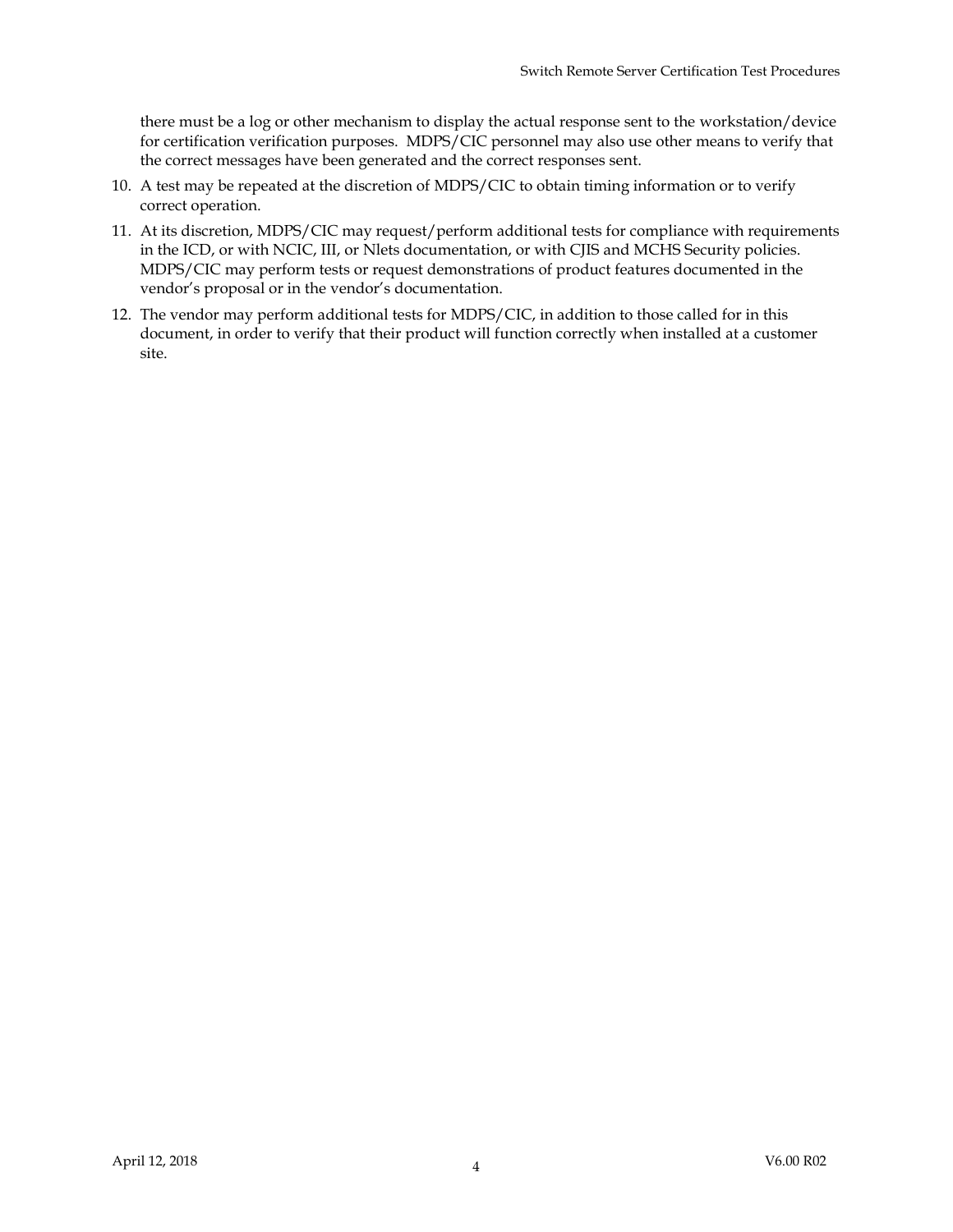there must be a log or other mechanism to display the actual response sent to the workstation/device for certification verification purposes. MDPS/CIC personnel may also use other means to verify that the correct messages have been generated and the correct responses sent.

10. A test may be repeated at the discretion of MDPS/CIC to obtain timing information or to verify correct operation.
11. At its discretion, MDPS/CIC may request/perform additional tests for compliance with requirements in the ICD, or with NCIC, III, or Nlets documentation, or with CJIS and MCHS Security policies. MDPS/CIC may perform tests or request demonstrations of product features documented in the vendor's proposal or in the vendor's documentation.
12. The vendor may perform additional tests for MDPS/CIC, in addition to those called for in this document, in order to verify that their product will function correctly when installed at a customer site.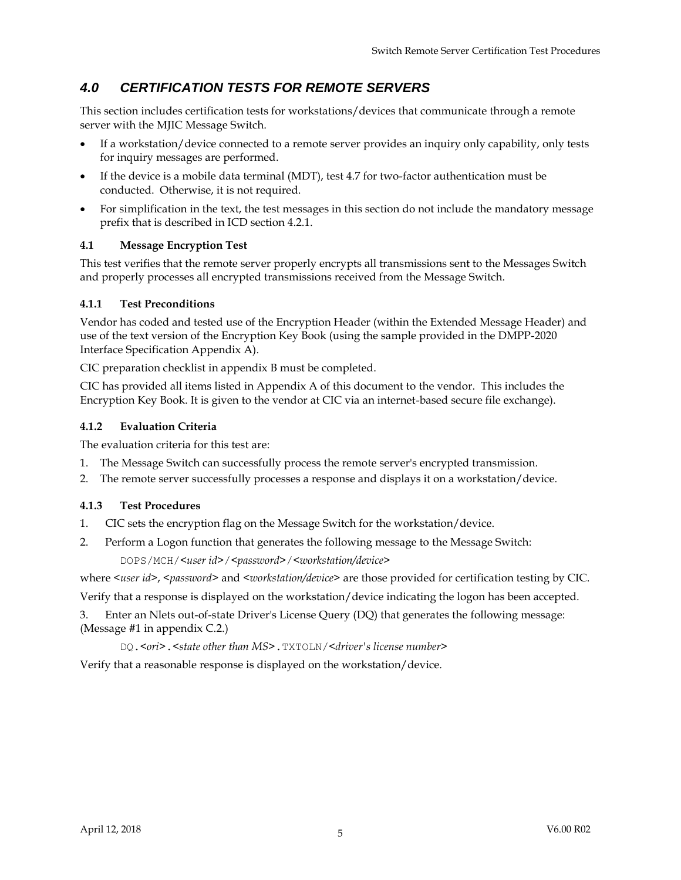# 4.0 CERTIFICATION TESTS FOR REMOTE SERVERS

This section includes certification tests for workstations/devices that communicate through a remote server with the MJIC Message Switch.

- If a workstation/device connected to a remote server provides an inquiry only capability, only tests for inquiry messages are performed.
- If the device is a mobile data terminal (MDT), test 4.7 for two-factor authentication must be conducted. Otherwise, it is not required.
- For simplification in the text, the test messages in this section do not include the mandatory message prefix that is described in ICD section 4.2.1.

## 4.1 Message Encryption Test

This test verifies that the remote server properly encrypts all transmissions sent to the Messages Switch and properly processes all encrypted transmissions received from the Message Switch.

### 4.1.1 Test Preconditions

Vendor has coded and tested use of the Encryption Header (within the Extended Message Header) and use of the text version of the Encryption Key Book (using the sample provided in the DMPP-2020 Interface Specification Appendix A).

CIC preparation checklist in appendix B must be completed.

CIC has provided all items listed in Appendix A of this document to the vendor. This includes the Encryption Key Book. It is given to the vendor at CIC via an internet-based secure file exchange).

### 4.1.2 Evaluation Criteria

The evaluation criteria for this test are:

1. The Message Switch can successfully process the remote server's encrypted transmission.
2. The remote server successfully processes a response and displays it on a workstation/device.

### 4.1.3 Test Procedures

1. CIC sets the encryption flag on the Message Switch for the workstation/device.
2. Perform a Logon function that generates the following message to the Message Switch:

   `DOPS/MCH/`<*user id*>`/`<*password*>`/`<*workstation/device*>

where <*user id*>, <*password*> and <*workstation/device*> are those provided for certification testing by CIC.

Verify that a response is displayed on the workstation/device indicating the logon has been accepted.

3. Enter an Nlets out-of-state Driver's License Query (DQ) that generates the following message: (Message #1 in appendix C.2.)

   `DQ.`<*ori*>`.`<*state other than MS*>`.TXTOLN/`<*driver's license number*>

Verify that a reasonable response is displayed on the workstation/device.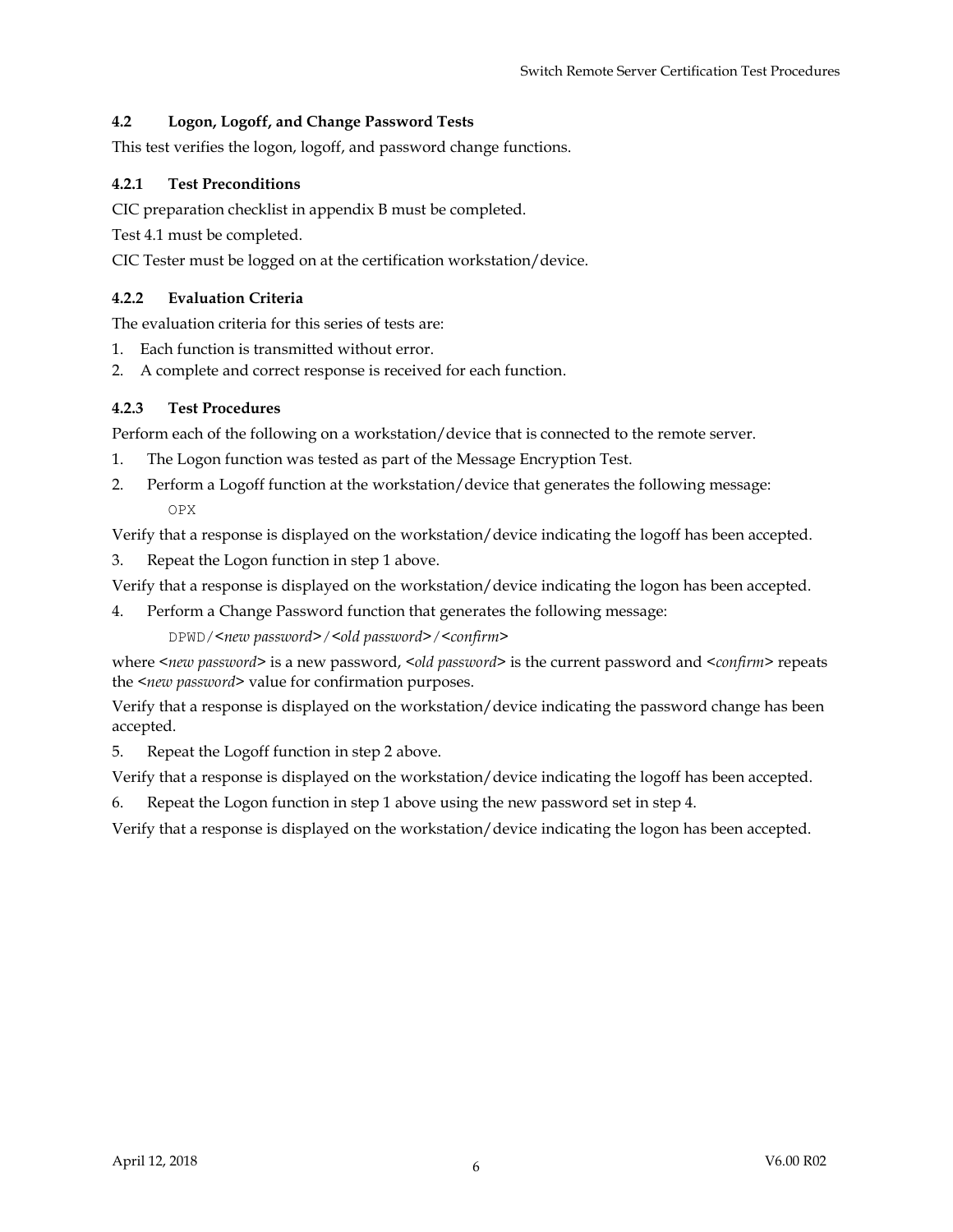### 4.2 Logon, Logoff, and Change Password Tests

This test verifies the logon, logoff, and password change functions.

#### 4.2.1 Test Preconditions

CIC preparation checklist in appendix B must be completed.

Test 4.1 must be completed.

CIC Tester must be logged on at the certification workstation/device.

#### 4.2.2 Evaluation Criteria

The evaluation criteria for this series of tests are:

1. Each function is transmitted without error.
2. A complete and correct response is received for each function.

#### 4.2.3 Test Procedures

Perform each of the following on a workstation/device that is connected to the remote server.

1. The Logon function was tested as part of the Message Encryption Test.
2. Perform a Logoff function at the workstation/device that generates the following message:

    `OPX`

Verify that a response is displayed on the workstation/device indicating the logoff has been accepted.

3. Repeat the Logon function in step 1 above.

Verify that a response is displayed on the workstation/device indicating the logon has been accepted.

4. Perform a Change Password function that generates the following message:

    `DPWD/`<*new password*>`/`<*old password*>`/`<*confirm*>

where <*new password*> is a new password, <*old password*> is the current password and <*confirm*> repeats the <*new password*> value for confirmation purposes.

Verify that a response is displayed on the workstation/device indicating the password change has been accepted.

5. Repeat the Logoff function in step 2 above.

Verify that a response is displayed on the workstation/device indicating the logoff has been accepted.

6. Repeat the Logon function in step 1 above using the new password set in step 4.

Verify that a response is displayed on the workstation/device indicating the logon has been accepted.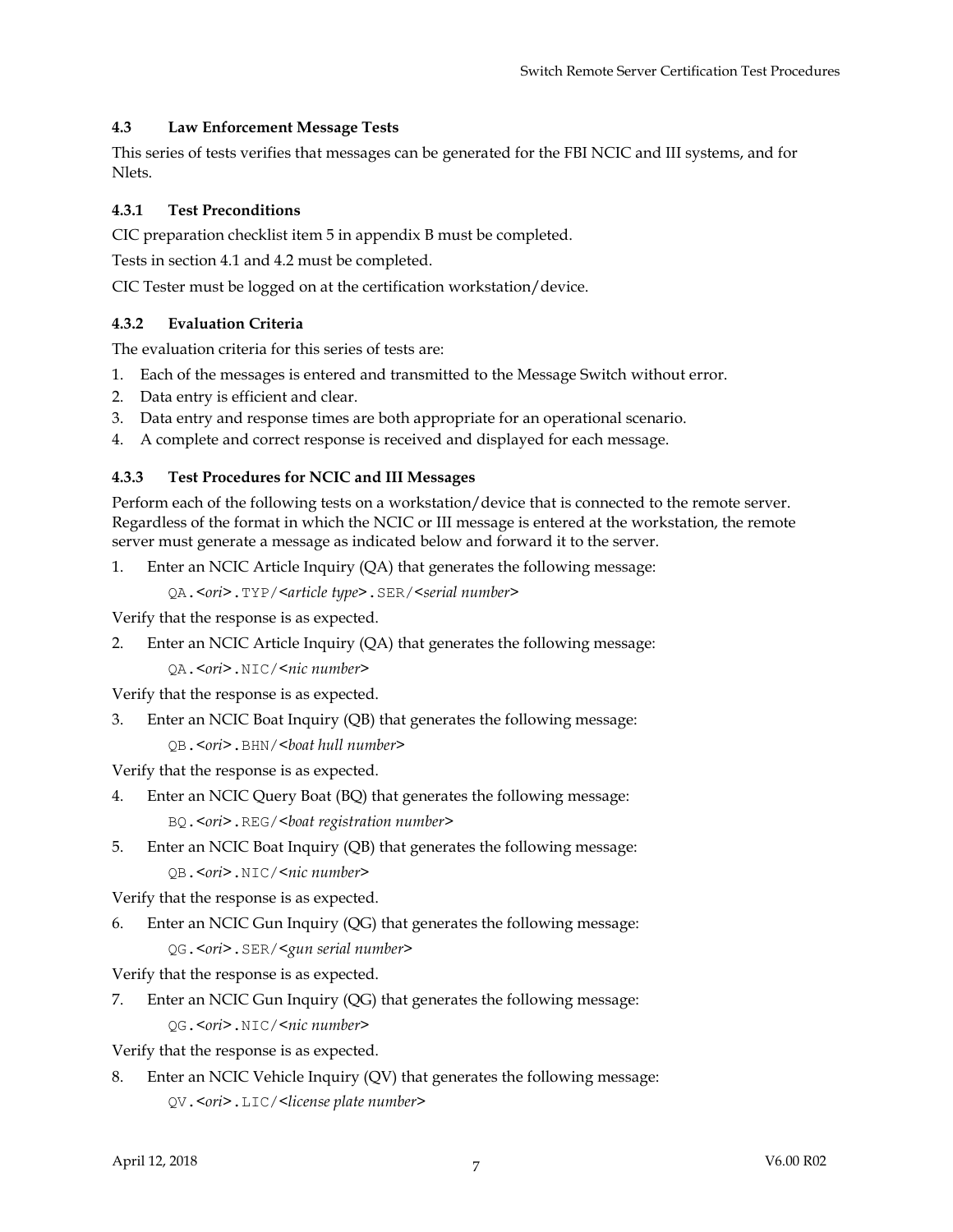### 4.3 Law Enforcement Message Tests

This series of tests verifies that messages can be generated for the FBI NCIC and III systems, and for Nlets.

#### 4.3.1 Test Preconditions

CIC preparation checklist item 5 in appendix B must be completed.

Tests in section 4.1 and 4.2 must be completed.

CIC Tester must be logged on at the certification workstation/device.

#### 4.3.2 Evaluation Criteria

The evaluation criteria for this series of tests are:

1. Each of the messages is entered and transmitted to the Message Switch without error.
2. Data entry is efficient and clear.
3. Data entry and response times are both appropriate for an operational scenario.
4. A complete and correct response is received and displayed for each message.

#### 4.3.3 Test Procedures for NCIC and III Messages

Perform each of the following tests on a workstation/device that is connected to the remote server. Regardless of the format in which the NCIC or III message is entered at the workstation, the remote server must generate a message as indicated below and forward it to the server.

1. Enter an NCIC Article Inquiry (QA) that generates the following message:

   `QA.`<*ori*>`.TYP/`<*article type*>`.SER/`<*serial number*>

Verify that the response is as expected.

2. Enter an NCIC Article Inquiry (QA) that generates the following message:

   `QA.`<*ori*>`.NIC/`<*nic number*>

Verify that the response is as expected.

3. Enter an NCIC Boat Inquiry (QB) that generates the following message:

   `QB.`<*ori*>`.BHN/`<*boat hull number*>

Verify that the response is as expected.

4. Enter an NCIC Query Boat (BQ) that generates the following message:

   `BQ.`<*ori*>`.REG/`<*boat registration number*>

5. Enter an NCIC Boat Inquiry (QB) that generates the following message:

   `QB.`<*ori*>`.NIC/`<*nic number*>

Verify that the response is as expected.

6. Enter an NCIC Gun Inquiry (QG) that generates the following message:

   `QG.`<*ori*>`.SER/`<*gun serial number*>

Verify that the response is as expected.

7. Enter an NCIC Gun Inquiry (QG) that generates the following message:

   `QG.`<*ori*>`.NIC/`<*nic number*>

Verify that the response is as expected.

8. Enter an NCIC Vehicle Inquiry (QV) that generates the following message:

   `QV.`<*ori*>`.LIC/`<*license plate number*>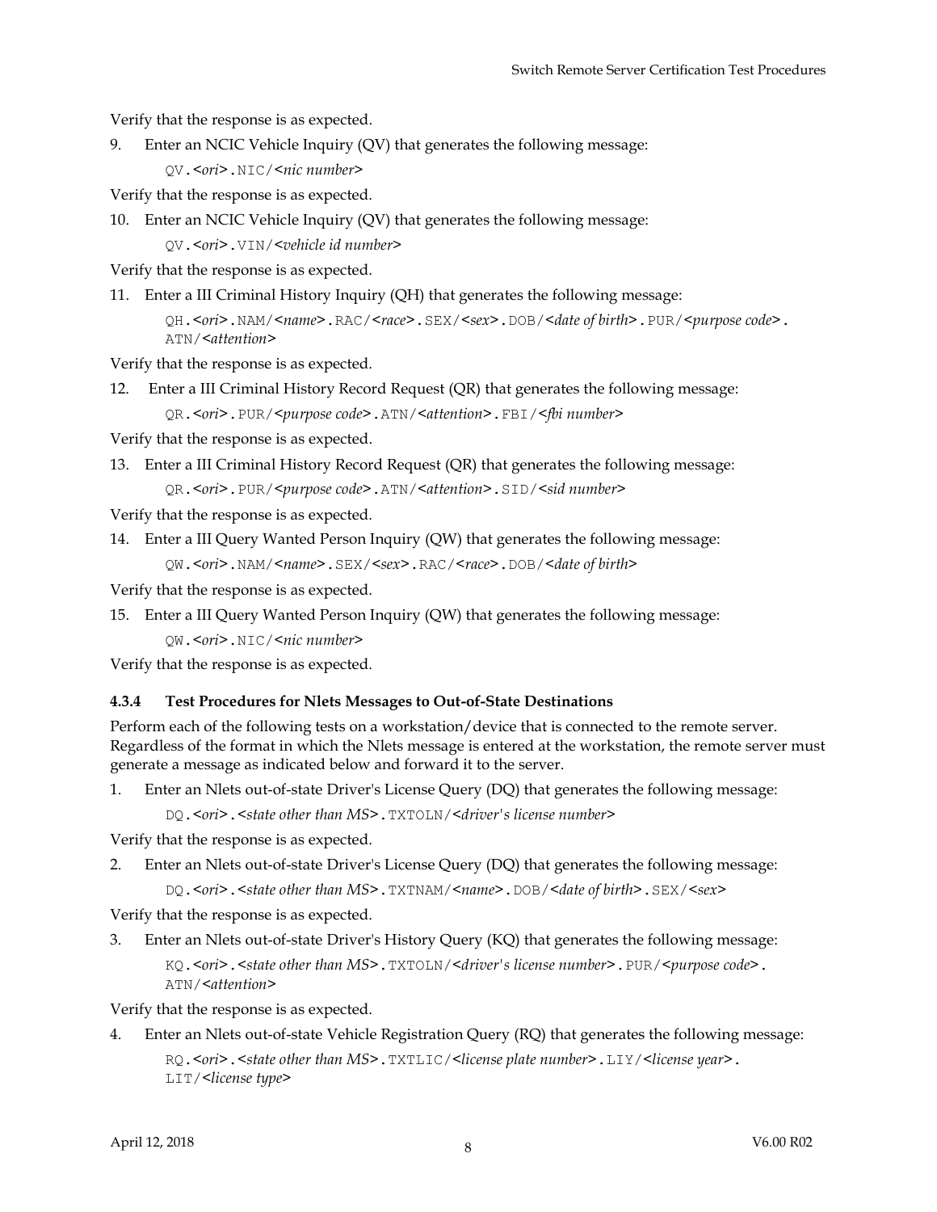Verify that the response is as expected.

9. Enter an NCIC Vehicle Inquiry (QV) that generates the following message:

   `QV.`*<ori>*`.NIC/`*<nic number>*

Verify that the response is as expected.

10. Enter an NCIC Vehicle Inquiry (QV) that generates the following message:

    `QV.`*<ori>*`.VIN/`*<vehicle id number>*

Verify that the response is as expected.

11. Enter a III Criminal History Inquiry (QH) that generates the following message:

    `QH.`*<ori>*`.NAM/`*<name>*`.RAC/`*<race>*`.SEX/`*<sex>*`.DOB/`*<date of birth>*`.PUR/`*<purpose code>*`.ATN/`*<attention>*

Verify that the response is as expected.

12. Enter a III Criminal History Record Request (QR) that generates the following message:

    `QR.`*<ori>*`.PUR/`*<purpose code>*`.ATN/`*<attention>*`.FBI/`*<fbi number>*

Verify that the response is as expected.

13. Enter a III Criminal History Record Request (QR) that generates the following message:

    `QR.`*<ori>*`.PUR/`*<purpose code>*`.ATN/`*<attention>*`.SID/`*<sid number>*

Verify that the response is as expected.

14. Enter a III Query Wanted Person Inquiry (QW) that generates the following message:

    `QW.`*<ori>*`.NAM/`*<name>*`.SEX/`*<sex>*`.RAC/`*<race>*`.DOB/`*<date of birth>*

Verify that the response is as expected.

15. Enter a III Query Wanted Person Inquiry (QW) that generates the following message:

    `QW.`*<ori>*`.NIC/`*<nic number>*

Verify that the response is as expected.

#### 4.3.4 Test Procedures for Nlets Messages to Out-of-State Destinations

Perform each of the following tests on a workstation/device that is connected to the remote server. Regardless of the format in which the Nlets message is entered at the workstation, the remote server must generate a message as indicated below and forward it to the server.

1. Enter an Nlets out-of-state Driver's License Query (DQ) that generates the following message:

   `DQ.`*<ori>*`.`*<state other than MS>*`.TXTOLN/`*<driver's license number>*

Verify that the response is as expected.

2. Enter an Nlets out-of-state Driver's License Query (DQ) that generates the following message:

   `DQ.`*<ori>*`.`*<state other than MS>*`.TXTNAM/`*<name>*`.DOB/`*<date of birth>*`.SEX/`*<sex>*

Verify that the response is as expected.

3. Enter an Nlets out-of-state Driver's History Query (KQ) that generates the following message:

   `KQ.`*<ori>*`.`*<state other than MS>*`.TXTOLN/`*<driver's license number>*`.PUR/`*<purpose code>*`.ATN/`*<attention>*

Verify that the response is as expected.

4. Enter an Nlets out-of-state Vehicle Registration Query (RQ) that generates the following message:

   `RQ.`*<ori>*`.`*<state other than MS>*`.TXTLIC/`*<license plate number>*`.LIY/`*<license year>*`.LIT/`*<license type>*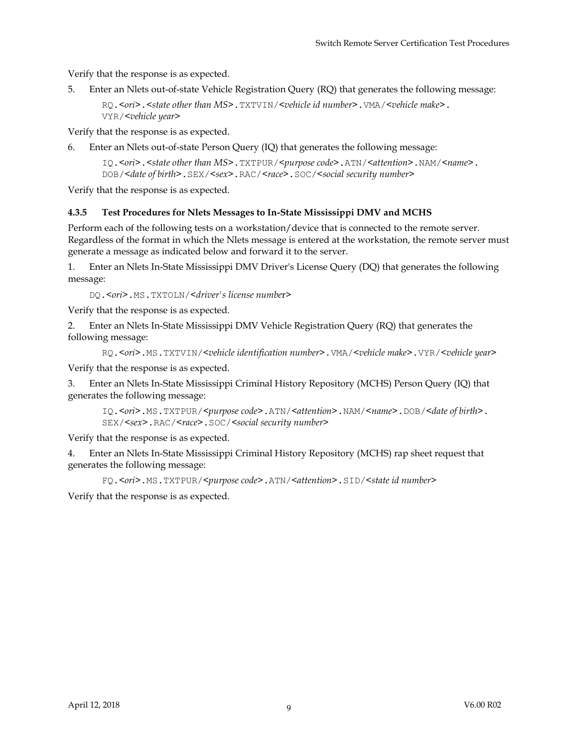Verify that the response is as expected.

5. Enter an Nlets out-of-state Vehicle Registration Query (RQ) that generates the following message:

   RQ.<*ori*>.<*state other than MS*>.TXTVIN/<*vehicle id number*>.VMA/<*vehicle make*>.VYR/<*vehicle year*>

Verify that the response is as expected.

6. Enter an Nlets out-of-state Person Query (IQ) that generates the following message:

   IQ.<*ori*>.<*state other than MS*>.TXTPUR/<*purpose code*>.ATN/<*attention*>.NAM/<*name*>.DOB/<*date of birth*>.SEX/<*sex*>.RAC/<*race*>.SOC/<*social security number*>

Verify that the response is as expected.

#### 4.3.5 Test Procedures for Nlets Messages to In-State Mississippi DMV and MCHS

Perform each of the following tests on a workstation/device that is connected to the remote server. Regardless of the format in which the Nlets message is entered at the workstation, the remote server must generate a message as indicated below and forward it to the server.

1. Enter an Nlets In-State Mississippi DMV Driver's License Query (DQ) that generates the following message:

   DQ.<*ori*>.MS.TXTOLN/<*driver's license number*>

Verify that the response is as expected.

2. Enter an Nlets In-State Mississippi DMV Vehicle Registration Query (RQ) that generates the following message:

   RQ.<*ori*>.MS.TXTVIN/<*vehicle identification number*>.VMA/<*vehicle make*>.VYR/<*vehicle year*>

Verify that the response is as expected.

3. Enter an Nlets In-State Mississippi Criminal History Repository (MCHS) Person Query (IQ) that generates the following message:

   IQ.<*ori*>.MS.TXTPUR/<*purpose code*>.ATN/<*attention*>.NAM/<*name*>.DOB/<*date of birth*>.SEX/<*sex*>.RAC/<*race*>.SOC/<*social security number*>

Verify that the response is as expected.

4. Enter an Nlets In-State Mississippi Criminal History Repository (MCHS) rap sheet request that generates the following message:

   FQ.<*ori*>.MS.TXTPUR/<*purpose code*>.ATN/<*attention*>.SID/<*state id number*>

Verify that the response is as expected.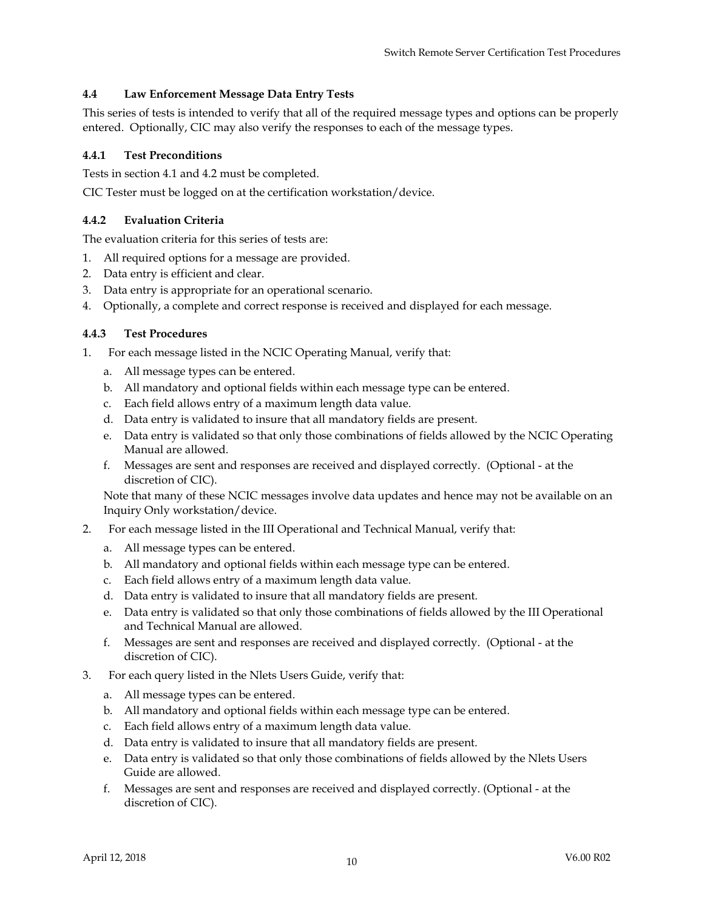### 4.4 Law Enforcement Message Data Entry Tests

This series of tests is intended to verify that all of the required message types and options can be properly entered. Optionally, CIC may also verify the responses to each of the message types.

#### 4.4.1 Test Preconditions

Tests in section 4.1 and 4.2 must be completed.

CIC Tester must be logged on at the certification workstation/device.

#### 4.4.2 Evaluation Criteria

The evaluation criteria for this series of tests are:

1. All required options for a message are provided.
2. Data entry is efficient and clear.
3. Data entry is appropriate for an operational scenario.
4. Optionally, a complete and correct response is received and displayed for each message.

#### 4.4.3 Test Procedures

1. For each message listed in the NCIC Operating Manual, verify that:
   a. All message types can be entered.
   b. All mandatory and optional fields within each message type can be entered.
   c. Each field allows entry of a maximum length data value.
   d. Data entry is validated to insure that all mandatory fields are present.
   e. Data entry is validated so that only those combinations of fields allowed by the NCIC Operating Manual are allowed.
   f. Messages are sent and responses are received and displayed correctly. (Optional - at the discretion of CIC).

   Note that many of these NCIC messages involve data updates and hence may not be available on an Inquiry Only workstation/device.

2. For each message listed in the III Operational and Technical Manual, verify that:
   a. All message types can be entered.
   b. All mandatory and optional fields within each message type can be entered.
   c. Each field allows entry of a maximum length data value.
   d. Data entry is validated to insure that all mandatory fields are present.
   e. Data entry is validated so that only those combinations of fields allowed by the III Operational and Technical Manual are allowed.
   f. Messages are sent and responses are received and displayed correctly. (Optional - at the discretion of CIC).

3. For each query listed in the Nlets Users Guide, verify that:
   a. All message types can be entered.
   b. All mandatory and optional fields within each message type can be entered.
   c. Each field allows entry of a maximum length data value.
   d. Data entry is validated to insure that all mandatory fields are present.
   e. Data entry is validated so that only those combinations of fields allowed by the Nlets Users Guide are allowed.
   f. Messages are sent and responses are received and displayed correctly. (Optional - at the discretion of CIC).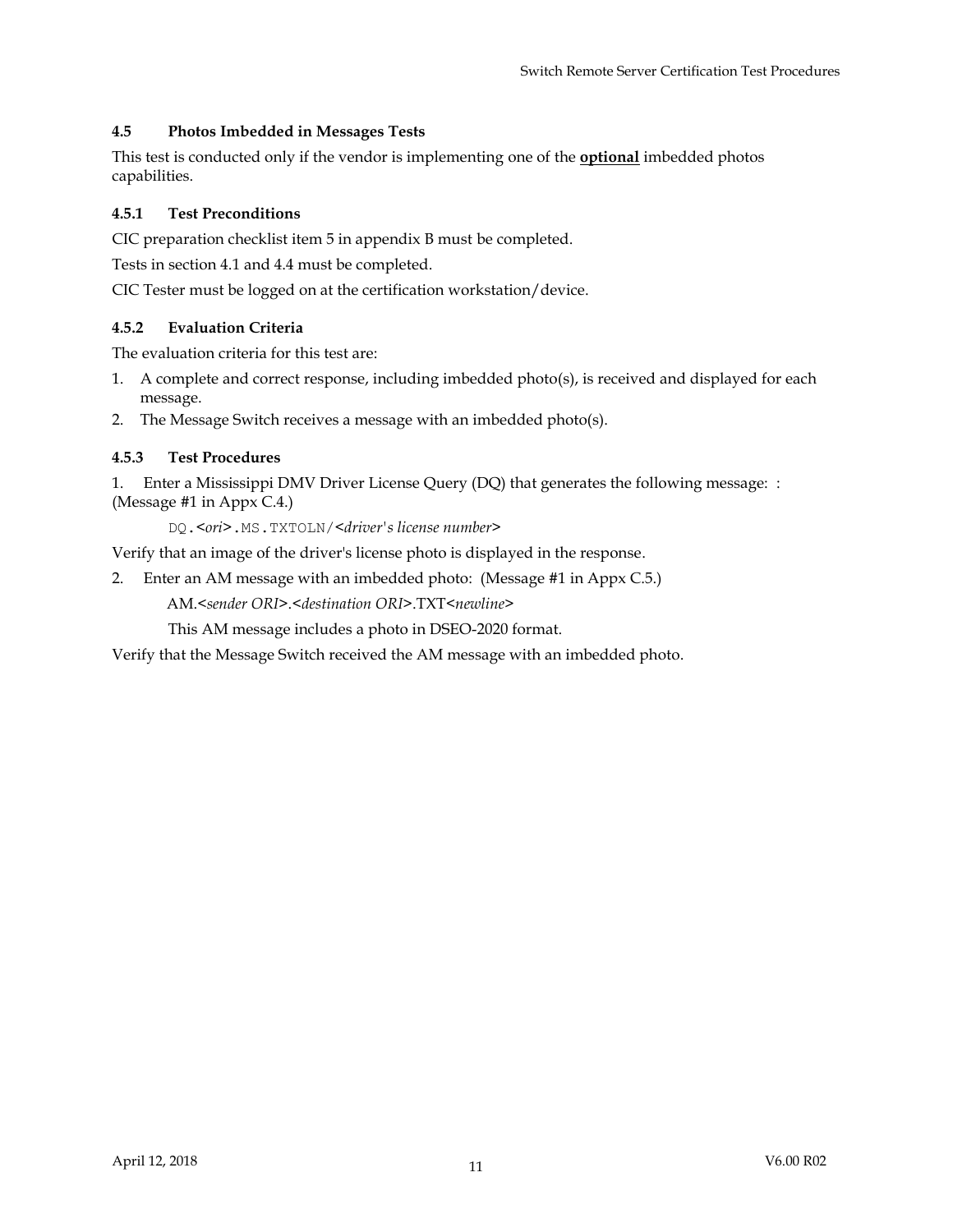### 4.5 Photos Imbedded in Messages Tests

This test is conducted only if the vendor is implementing one of the **optional** imbedded photos capabilities.

#### 4.5.1 Test Preconditions

CIC preparation checklist item 5 in appendix B must be completed.

Tests in section 4.1 and 4.4 must be completed.

CIC Tester must be logged on at the certification workstation/device.

#### 4.5.2 Evaluation Criteria

The evaluation criteria for this test are:

1. A complete and correct response, including imbedded photo(s), is received and displayed for each message.
2. The Message Switch receives a message with an imbedded photo(s).

#### 4.5.3 Test Procedures

1. Enter a Mississippi DMV Driver License Query (DQ) that generates the following message: : (Message #1 in Appx C.4.)

   DQ.<*ori*>.MS.TXTOLN/<*driver's license number*>

Verify that an image of the driver's license photo is displayed in the response.

2. Enter an AM message with an imbedded photo: (Message #1 in Appx C.5.)

   AM.<*sender ORI*>.<*destination ORI*>.TXT<*newline*>

   This AM message includes a photo in DSEO-2020 format.

Verify that the Message Switch received the AM message with an imbedded photo.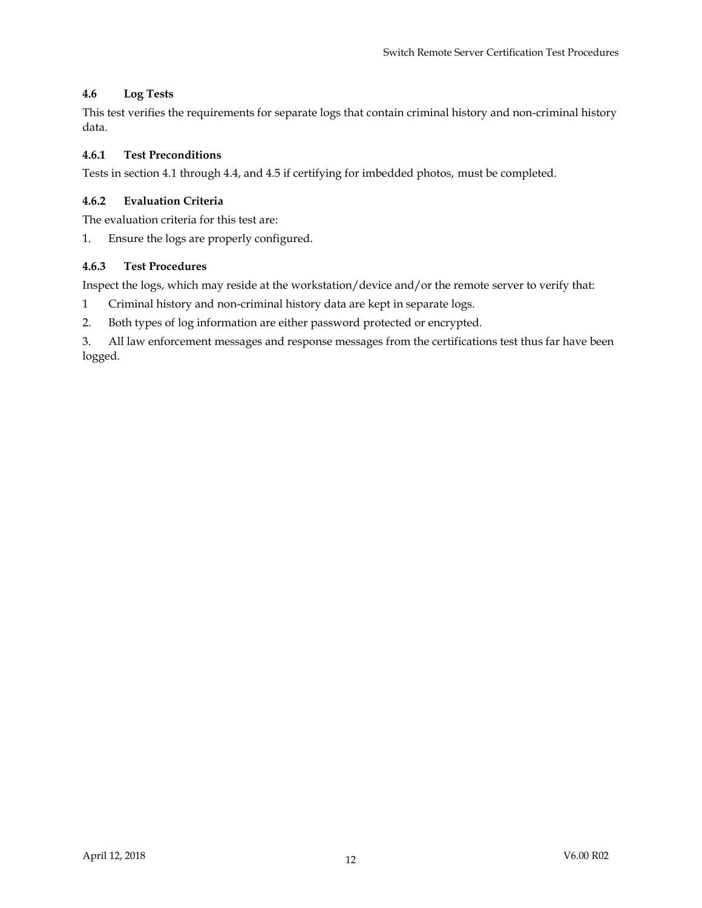## 4.6 Log Tests

This test verifies the requirements for separate logs that contain criminal history and non-criminal history data.

### 4.6.1 Test Preconditions

Tests in section 4.1 through 4.4, and 4.5 if certifying for imbedded photos, must be completed.

### 4.6.2 Evaluation Criteria

The evaluation criteria for this test are:

1. Ensure the logs are properly configured.

### 4.6.3 Test Procedures

Inspect the logs, which may reside at the workstation/device and/or the remote server to verify that:

1 Criminal history and non-criminal history data are kept in separate logs.

2. Both types of log information are either password protected or encrypted.

3. All law enforcement messages and response messages from the certifications test thus far have been logged.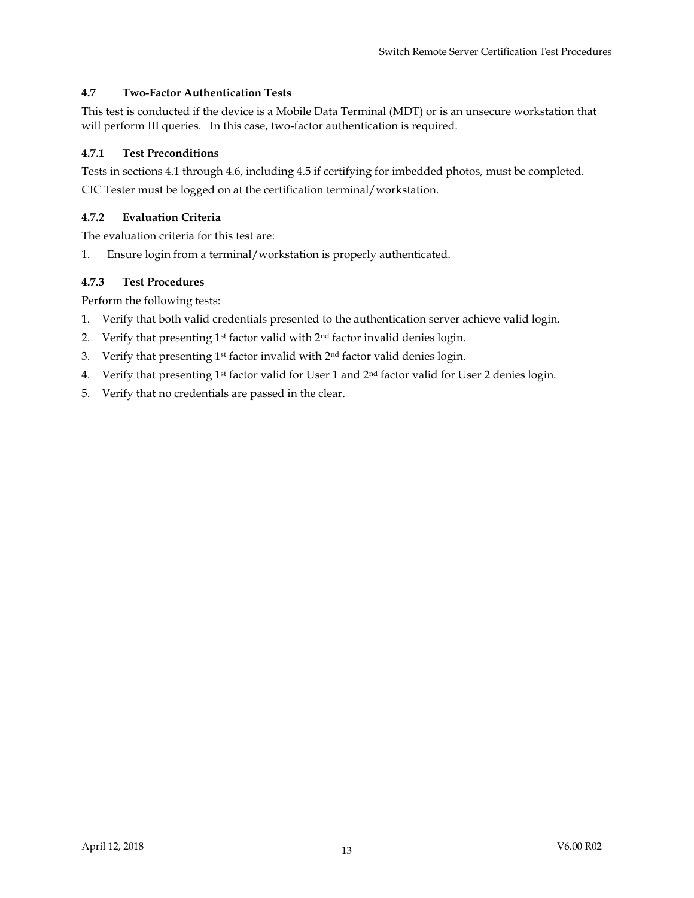## 4.7 Two-Factor Authentication Tests

This test is conducted if the device is a Mobile Data Terminal (MDT) or is an unsecure workstation that will perform III queries. In this case, two-factor authentication is required.

### 4.7.1 Test Preconditions

Tests in sections 4.1 through 4.6, including 4.5 if certifying for imbedded photos, must be completed.

CIC Tester must be logged on at the certification terminal/workstation.

### 4.7.2 Evaluation Criteria

The evaluation criteria for this test are:

1. Ensure login from a terminal/workstation is properly authenticated.

### 4.7.3 Test Procedures

Perform the following tests:

1. Verify that both valid credentials presented to the authentication server achieve valid login.
2. Verify that presenting 1st factor valid with 2nd factor invalid denies login.
3. Verify that presenting 1st factor invalid with 2nd factor valid denies login.
4. Verify that presenting 1st factor valid for User 1 and 2nd factor valid for User 2 denies login.
5. Verify that no credentials are passed in the clear.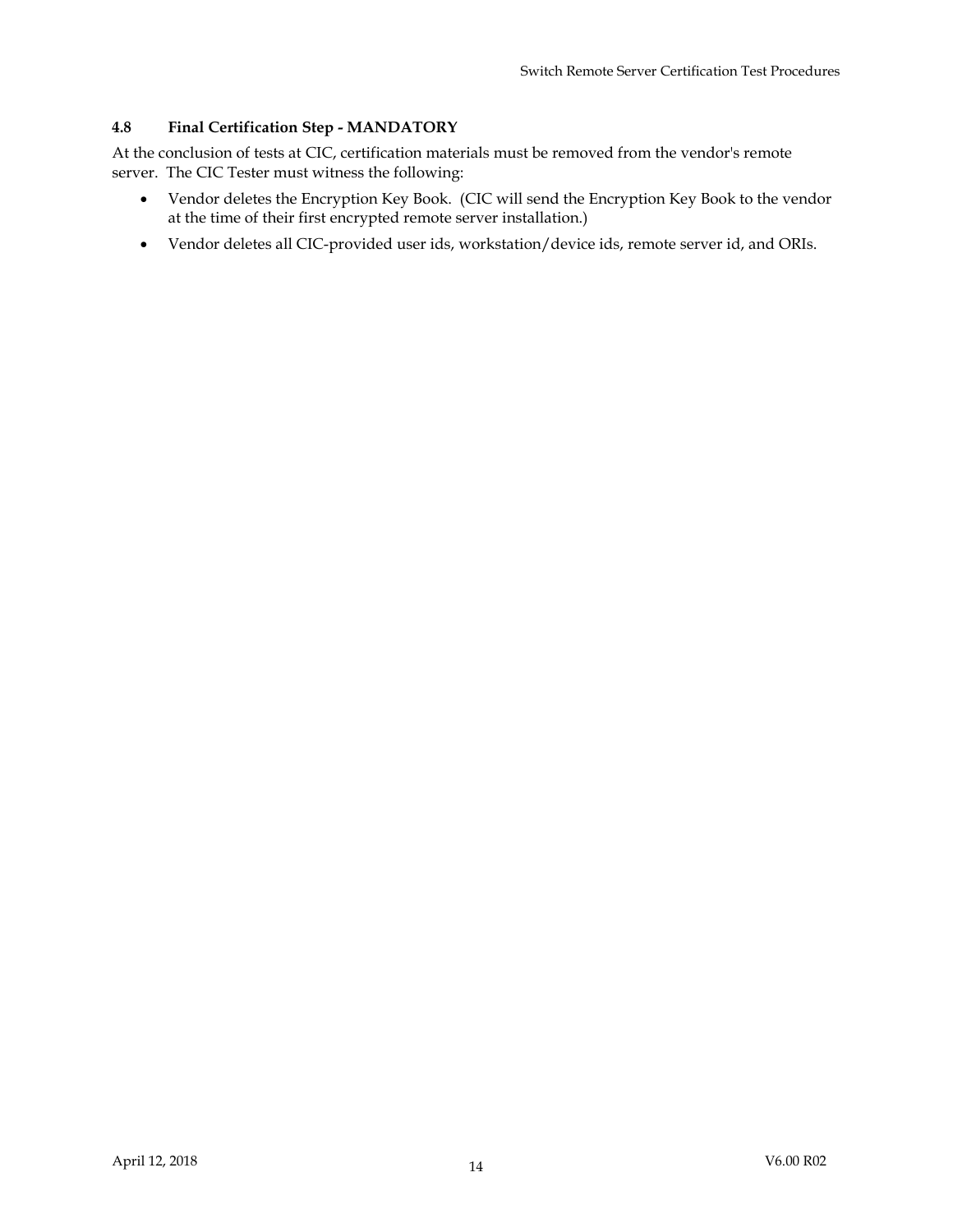### 4.8 Final Certification Step - MANDATORY

At the conclusion of tests at CIC, certification materials must be removed from the vendor's remote server. The CIC Tester must witness the following:

- Vendor deletes the Encryption Key Book. (CIC will send the Encryption Key Book to the vendor at the time of their first encrypted remote server installation.)
- Vendor deletes all CIC-provided user ids, workstation/device ids, remote server id, and ORIs.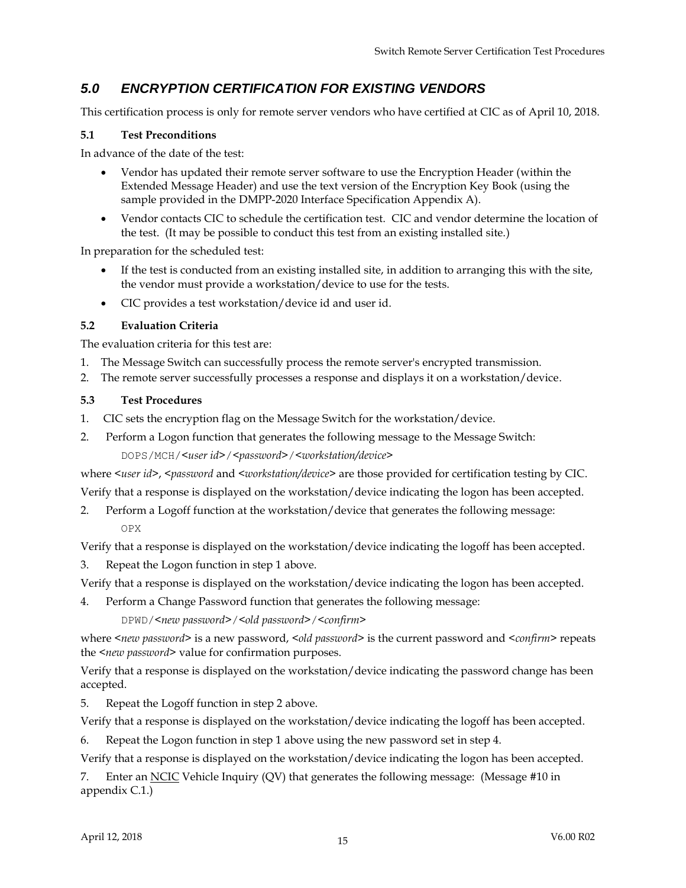## *5.0 ENCRYPTION CERTIFICATION FOR EXISTING VENDORS*

This certification process is only for remote server vendors who have certified at CIC as of April 10, 2018.

### 5.1 Test Preconditions

In advance of the date of the test:

- Vendor has updated their remote server software to use the Encryption Header (within the Extended Message Header) and use the text version of the Encryption Key Book (using the sample provided in the DMPP-2020 Interface Specification Appendix A).
- Vendor contacts CIC to schedule the certification test. CIC and vendor determine the location of the test. (It may be possible to conduct this test from an existing installed site.)

In preparation for the scheduled test:

- If the test is conducted from an existing installed site, in addition to arranging this with the site, the vendor must provide a workstation/device to use for the tests.
- CIC provides a test workstation/device id and user id.

### 5.2 Evaluation Criteria

The evaluation criteria for this test are:

1. The Message Switch can successfully process the remote server's encrypted transmission.
2. The remote server successfully processes a response and displays it on a workstation/device.

### 5.3 Test Procedures

1. CIC sets the encryption flag on the Message Switch for the workstation/device.
2. Perform a Logon function that generates the following message to the Message Switch:

   `DOPS/MCH/`<*user id*>`/`<*password*>`/`<*workstation/device*>

where <*user id*>, <*password* and <*workstation/device*> are those provided for certification testing by CIC.

Verify that a response is displayed on the workstation/device indicating the logon has been accepted.

2. Perform a Logoff function at the workstation/device that generates the following message:

   `OPX`

Verify that a response is displayed on the workstation/device indicating the logoff has been accepted.

3. Repeat the Logon function in step 1 above.

Verify that a response is displayed on the workstation/device indicating the logon has been accepted.

4. Perform a Change Password function that generates the following message:

   `DPWD/`<*new password*>`/`<*old password*>`/`<*confirm*>

where <*new password*> is a new password, <*old password*> is the current password and <*confirm*> repeats the <*new password*> value for confirmation purposes.

Verify that a response is displayed on the workstation/device indicating the password change has been accepted.

5. Repeat the Logoff function in step 2 above.

Verify that a response is displayed on the workstation/device indicating the logoff has been accepted.

6. Repeat the Logon function in step 1 above using the new password set in step 4.

Verify that a response is displayed on the workstation/device indicating the logon has been accepted.

7. Enter an NCIC Vehicle Inquiry (QV) that generates the following message: (Message #10 in appendix C.1.)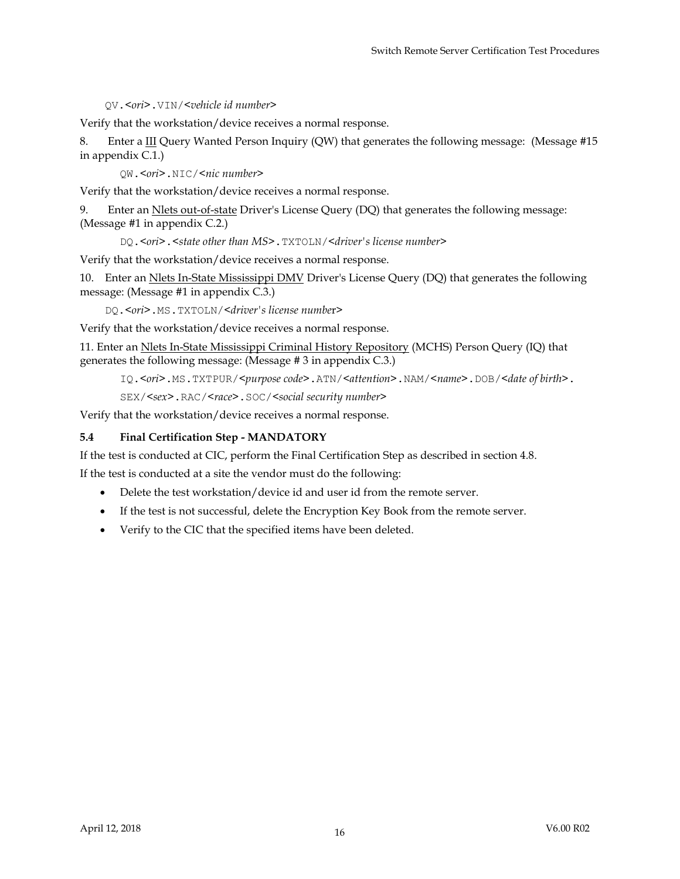QV.<*ori*>.VIN/<*vehicle id number*>

Verify that the workstation/device receives a normal response.

8. Enter a III Query Wanted Person Inquiry (QW) that generates the following message: (Message #15 in appendix C.1.)

QW.<*ori*>.NIC/<*nic number*>

Verify that the workstation/device receives a normal response.

9. Enter an Nlets out-of-state Driver's License Query (DQ) that generates the following message: (Message #1 in appendix C.2.)

DQ.<*ori*>.<*state other than MS*>.TXTOLN/<*driver's license number*>

Verify that the workstation/device receives a normal response.

10. Enter an Nlets In-State Mississippi DMV Driver's License Query (DQ) that generates the following message: (Message #1 in appendix C.3.)

DQ.<*ori*>.MS.TXTOLN/<*driver's license number*>

Verify that the workstation/device receives a normal response.

11. Enter an Nlets In-State Mississippi Criminal History Repository (MCHS) Person Query (IQ) that generates the following message: (Message # 3 in appendix C.3.)

IQ.<*ori*>.MS.TXTPUR/<*purpose code*>.ATN/<*attention*>.NAM/<*name*>.DOB/<*date of birth*>.
SEX/<*sex*>.RAC/<*race*>.SOC/<*social security number*>

Verify that the workstation/device receives a normal response.

### 5.4 Final Certification Step - MANDATORY

If the test is conducted at CIC, perform the Final Certification Step as described in section 4.8.

If the test is conducted at a site the vendor must do the following:

- Delete the test workstation/device id and user id from the remote server.
- If the test is not successful, delete the Encryption Key Book from the remote server.
- Verify to the CIC that the specified items have been deleted.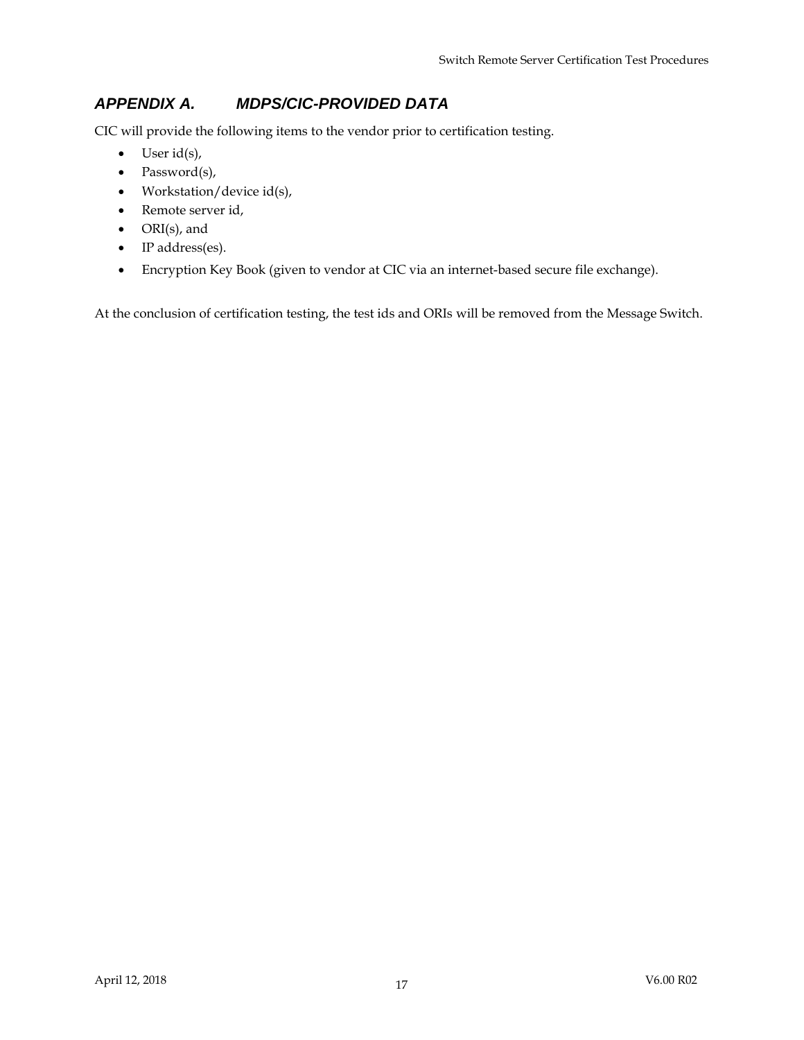# APPENDIX A. MDPS/CIC-PROVIDED DATA

CIC will provide the following items to the vendor prior to certification testing.

- User id(s),
- Password(s),
- Workstation/device id(s),
- Remote server id,
- ORI(s), and
- IP address(es).
- Encryption Key Book (given to vendor at CIC via an internet-based secure file exchange).

At the conclusion of certification testing, the test ids and ORIs will be removed from the Message Switch.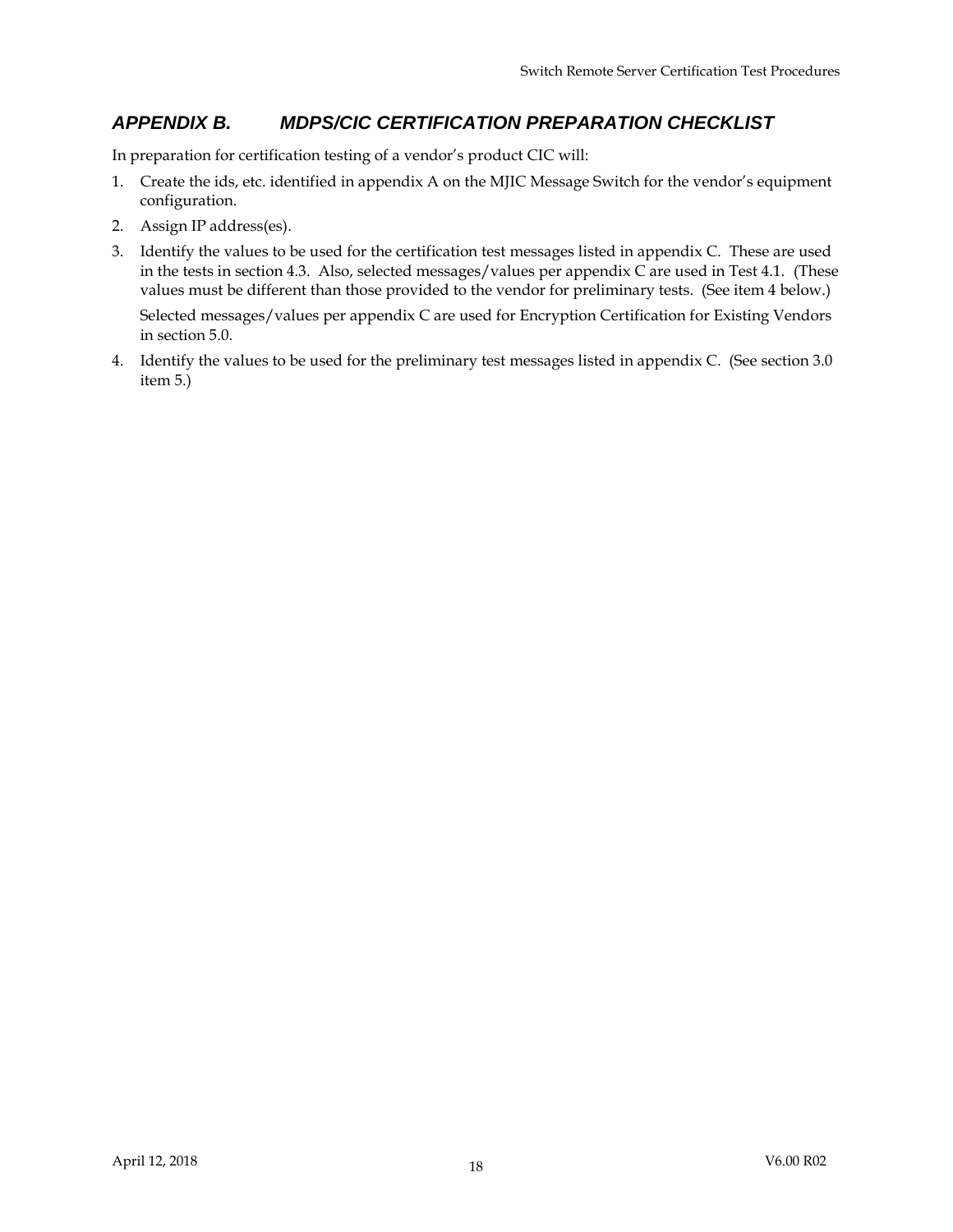## *APPENDIX B. MDPS/CIC CERTIFICATION PREPARATION CHECKLIST*

In preparation for certification testing of a vendor's product CIC will:

1. Create the ids, etc. identified in appendix A on the MJIC Message Switch for the vendor's equipment configuration.
2. Assign IP address(es).
3. Identify the values to be used for the certification test messages listed in appendix C. These are used in the tests in section 4.3. Also, selected messages/values per appendix C are used in Test 4.1. (These values must be different than those provided to the vendor for preliminary tests. (See item 4 below.)

   Selected messages/values per appendix C are used for Encryption Certification for Existing Vendors in section 5.0.
4. Identify the values to be used for the preliminary test messages listed in appendix C. (See section 3.0 item 5.)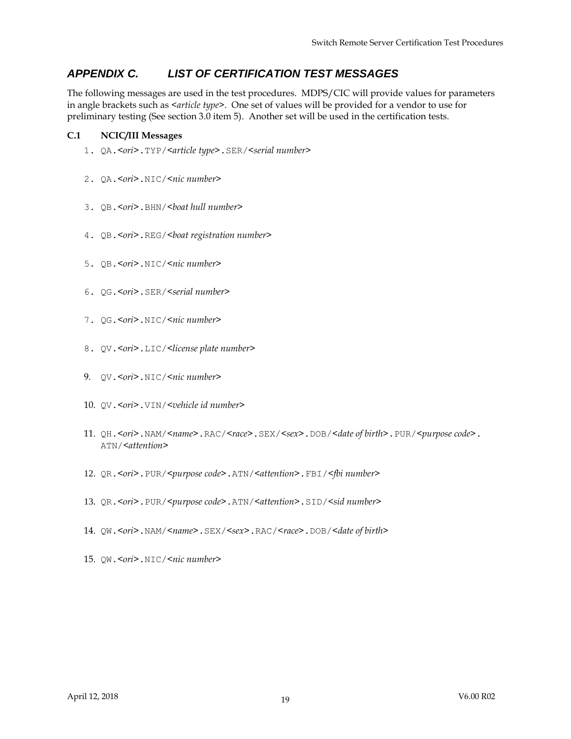# *APPENDIX C. LIST OF CERTIFICATION TEST MESSAGES*

The following messages are used in the test procedures. MDPS/CIC will provide values for parameters in angle brackets such as <*article type*>. One set of values will be provided for a vendor to use for preliminary testing (See section 3.0 item 5). Another set will be used in the certification tests.

### C.1 NCIC/III Messages

1. `QA.`<*ori*>`.TYP/`<*article type*>`.SER/`<*serial number*>
2. `QA.`<*ori*>`.NIC/`<*nic number*>
3. `QB.`<*ori*>`.BHN/`<*boat hull number*>
4. `QB.`<*ori*>`.REG/`<*boat registration number*>
5. `QB.`<*ori*>`.NIC/`<*nic number*>
6. `QG.`<*ori*>`.SER/`<*serial number*>
7. `QG.`<*ori*>`.NIC/`<*nic number*>
8. `QV.`<*ori*>`.LIC/`<*license plate number*>
9. `QV.`<*ori*>`.NIC/`<*nic number*>
10. `QV.`<*ori*>`.VIN/`<*vehicle id number*>
11. `QH.`<*ori*>`.NAM/`<*name*>`.RAC/`<*race*>`.SEX/`<*sex*>`.DOB/`<*date of birth*>`.PUR/`<*purpose code*>`.` `ATN/`<*attention*>
12. `QR.`<*ori*>`.PUR/`<*purpose code*>`.ATN/`<*attention*>`.FBI/`<*fbi number*>
13. `QR.`<*ori*>`.PUR/`<*purpose code*>`.ATN/`<*attention*>`.SID/`<*sid number*>
14. `QW.`<*ori*>`.NAM/`<*name*>`.SEX/`<*sex*>`.RAC/`<*race*>`.DOB/`<*date of birth*>
15. `QW.`<*ori*>`.NIC/`<*nic number*>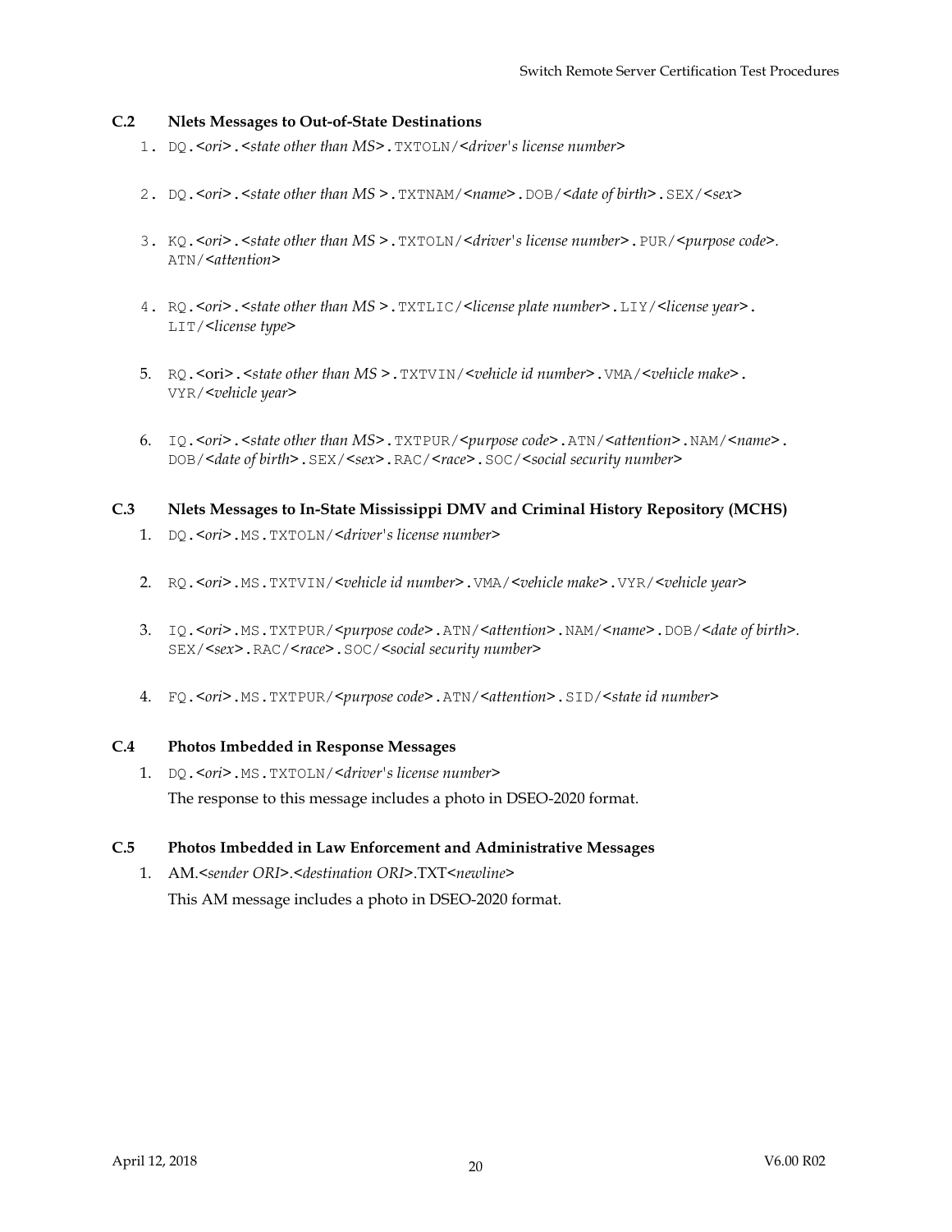### C.2 Nlets Messages to Out-of-State Destinations

1. DQ.*<ori>*.*<state other than MS>*.TXTOLN/*<driver's license number>*

2. DQ.*<ori>*.*<state other than MS >*.TXTNAM/*<name>*.DOB/*<date of birth>*.SEX/*<sex>*

3. KQ.*<ori>*.*<state other than MS >*.TXTOLN/*<driver's license number>*.PUR/*<purpose code>*. ATN/*<attention>*

4. RQ.*<ori>*.*<state other than MS >*.TXTLIC/*<license plate number>*.LIY/*<license year>*. LIT/*<license type>*

5. RQ.<ori>.*<state other than MS >*.TXTVIN/*<vehicle id number>*.VMA/*<vehicle make>*. VYR/*<vehicle year>*

6. IQ.*<ori>*.*<state other than MS>*.TXTPUR/*<purpose code>*.ATN/*<attention>*.NAM/*<name>*. DOB/*<date of birth>*.SEX/*<sex>*.RAC/*<race>*.SOC/*<social security number>*

### C.3 Nlets Messages to In-State Mississippi DMV and Criminal History Repository (MCHS)

1. DQ.*<ori>*.MS.TXTOLN/*<driver's license number>*

2. RQ.*<ori>*.MS.TXTVIN/*<vehicle id number>*.VMA/*<vehicle make>*.VYR/*<vehicle year>*

3. IQ.*<ori>*.MS.TXTPUR/*<purpose code>*.ATN/*<attention>*.NAM/*<name>*.DOB/*<date of birth>*. SEX/*<sex>*.RAC/*<race>*.SOC/*<social security number>*

4. FQ.*<ori>*.MS.TXTPUR/*<purpose code>*.ATN/*<attention>*.SID/*<state id number>*

### C.4 Photos Imbedded in Response Messages

1. DQ.*<ori>*.MS.TXTOLN/*<driver's license number>*

   The response to this message includes a photo in DSEO-2020 format.

### C.5 Photos Imbedded in Law Enforcement and Administrative Messages

1. AM.*<sender ORI>*.*<destination ORI>*.TXT*<newline>*

   This AM message includes a photo in DSEO-2020 format.